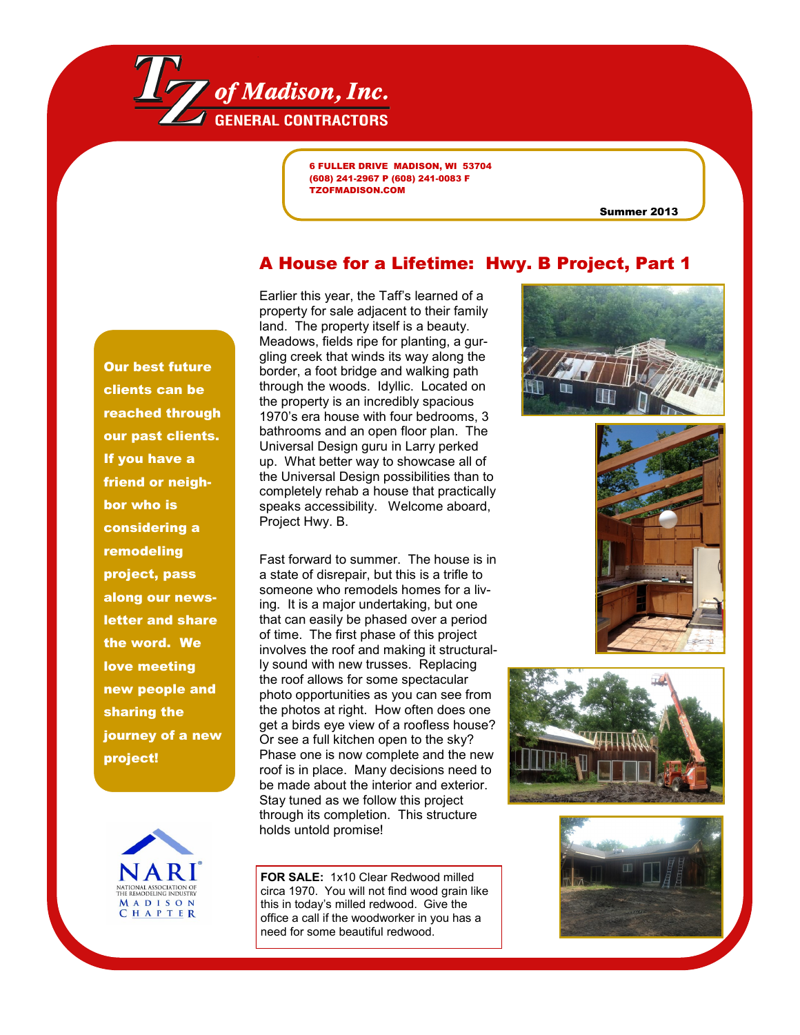# TZ of Madison, Inc.

**GENERAL CONTRACTORS**

**6 FULLER DRIVE MADISON, WI 53704**
**(608) 241-2967 P (608) 241-0083 F**
**TZOFMADISON.COM**

**Summer 2013**

## A House for a Lifetime: Hwy. B Project, Part 1

Earlier this year, the Taff's learned of a property for sale adjacent to their family land. The property itself is a beauty. Meadows, fields ripe for planting, a gurgling creek that winds its way along the border, a foot bridge and walking path through the woods. Idyllic. Located on the property is an incredibly spacious 1970's era house with four bedrooms, 3 bathrooms and an open floor plan. The Universal Design guru in Larry perked up. What better way to showcase all of the Universal Design possibilities than to completely rehab a house that practically speaks accessibility. Welcome aboard, Project Hwy. B.

Fast forward to summer. The house is in a state of disrepair, but this is a trifle to someone who remodels homes for a living. It is a major undertaking, but one that can easily be phased over a period of time. The first phase of this project involves the roof and making it structurally sound with new trusses. Replacing the roof allows for some spectacular photo opportunities as you can see from the photos at right. How often does one get a birds eye view of a roofless house? Or see a full kitchen open to the sky? Phase one is now complete and the new roof is in place. Many decisions need to be made about the interior and exterior. Stay tuned as we follow this project through its completion. This structure holds untold promise!

**Our best future clients can be reached through our past clients. If you have a friend or neighbor who is considering a remodeling project, pass along our newsletter and share the word. We love meeting new people and sharing the journey of a new project!**

**FOR SALE:** 1x10 Clear Redwood milled circa 1970. You will not find wood grain like this in today's milled redwood. Give the office a call if the woodworker in you has a need for some beautiful redwood.

NARI
NATIONAL ASSOCIATION OF THE REMODELING INDUSTRY
MADISON CHAPTER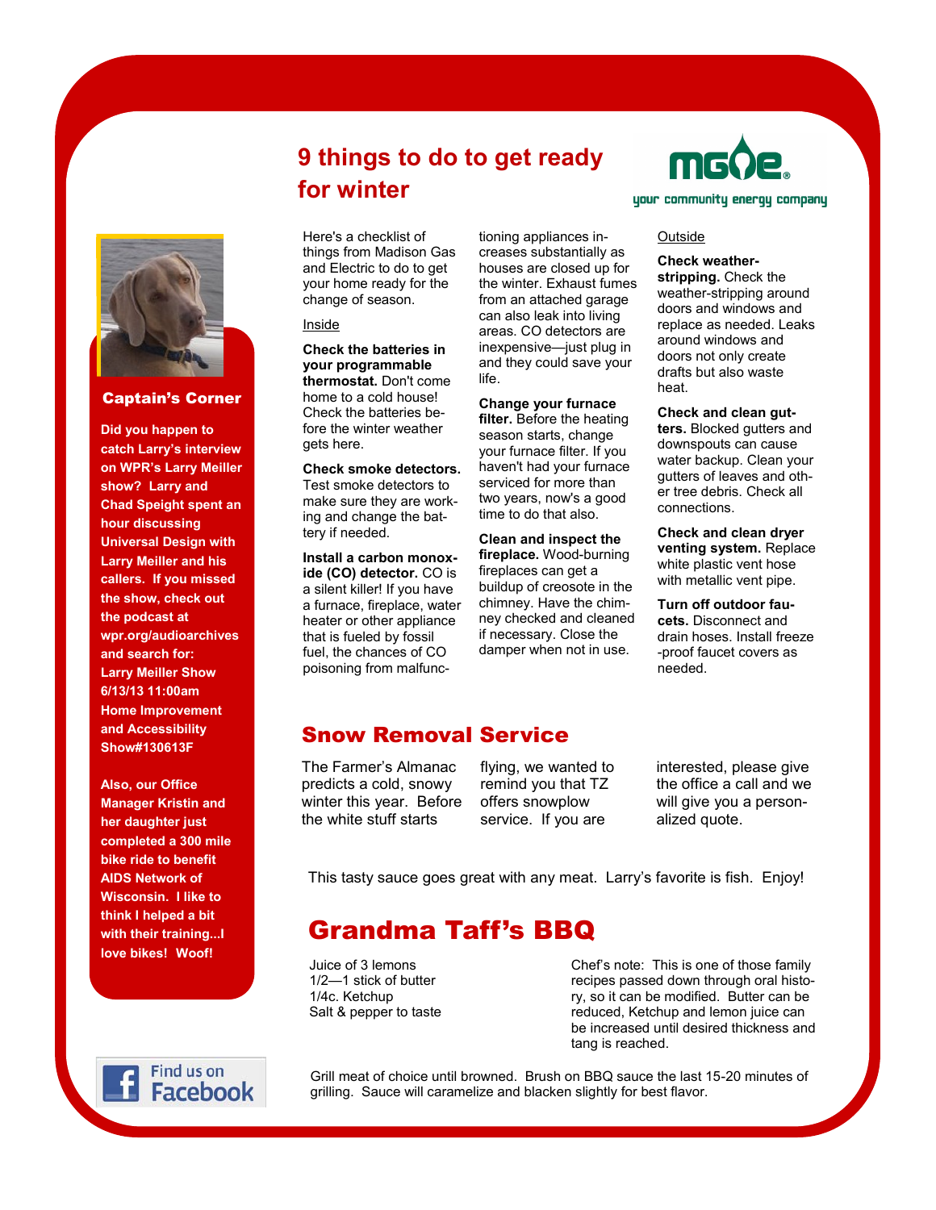## Captain's Corner

**Did you happen to catch Larry's interview on WPR's Larry Meiller show? Larry and Chad Speight spent an hour discussing Universal Design with Larry Meiller and his callers. If you missed the show, check out the podcast at wpr.org/audioarchives and search for: Larry Meiller Show 6/13/13 11:00am Home Improvement and Accessibility Show#130613F**

**Also, our Office Manager Kristin and her daughter just completed a 300 mile bike ride to benefit AIDS Network of Wisconsin. I like to think I helped a bit with their training...I love bikes! Woof!**

Find us on Facebook

# 9 things to do to get ready for winter

mge
your community energy company

Here's a checklist of things from Madison Gas and Electric to do to get your home ready for the change of season.

Inside

**Check the batteries in your programmable thermostat.** Don't come home to a cold house! Check the batteries before the winter weather gets here.

**Check smoke detectors.** Test smoke detectors to make sure they are working and change the battery if needed.

**Install a carbon monoxide (CO) detector.** CO is a silent killer! If you have a furnace, fireplace, water heater or other appliance that is fueled by fossil fuel, the chances of CO poisoning from malfunctioning appliances increases substantially as houses are closed up for the winter. Exhaust fumes from an attached garage can also leak into living areas. CO detectors are inexpensive—just plug in and they could save your life.

**Change your furnace filter.** Before the heating season starts, change your furnace filter. If you haven't had your furnace serviced for more than two years, now's a good time to do that also.

**Clean and inspect the fireplace.** Wood-burning fireplaces can get a buildup of creosote in the chimney. Have the chimney checked and cleaned if necessary. Close the damper when not in use.

Outside

**Check weather-stripping.** Check the weather-stripping around doors and windows and replace as needed. Leaks around windows and doors not only create drafts but also waste heat.

**Check and clean gutters.** Blocked gutters and downspouts can cause water backup. Clean your gutters of leaves and other tree debris. Check all connections.

**Check and clean dryer venting system.** Replace white plastic vent hose with metallic vent pipe.

**Turn off outdoor faucets.** Disconnect and drain hoses. Install freeze-proof faucet covers as needed.

# Snow Removal Service

The Farmer's Almanac predicts a cold, snowy winter this year. Before the white stuff starts flying, we wanted to remind you that TZ offers snowplow service. If you are interested, please give the office a call and we will give you a personalized quote.

This tasty sauce goes great with any meat. Larry's favorite is fish. Enjoy!

# Grandma Taff's BBQ

Juice of 3 lemons
1/2—1 stick of butter
1/4c. Ketchup
Salt & pepper to taste

Chef's note: This is one of those family recipes passed down through oral history, so it can be modified. Butter can be reduced, Ketchup and lemon juice can be increased until desired thickness and tang is reached.

Grill meat of choice until browned. Brush on BBQ sauce the last 15-20 minutes of grilling. Sauce will caramelize and blacken slightly for best flavor.